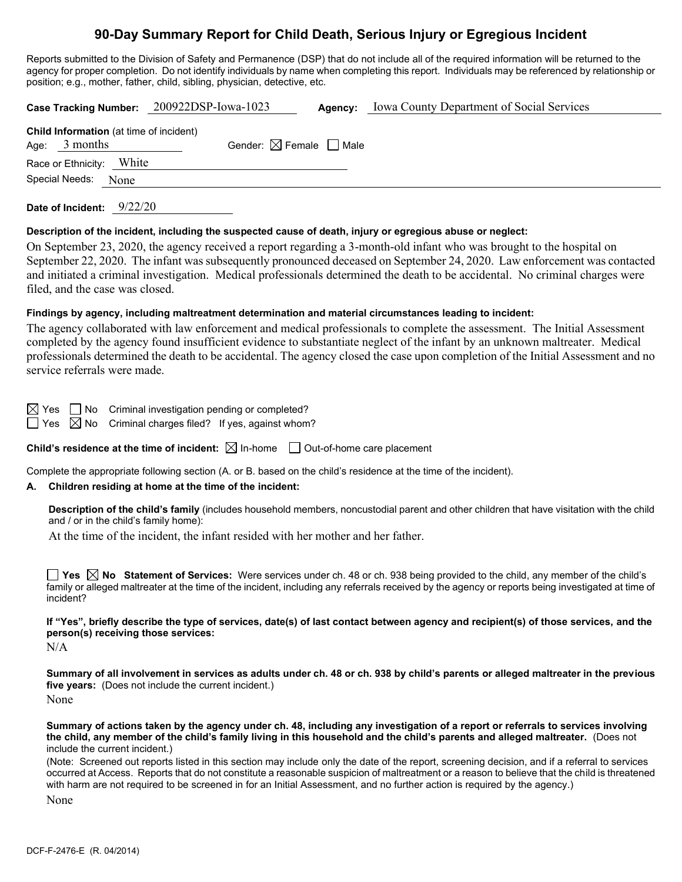# 90-Day Summary Report for Child Death, Serious Injury or Egregious Incident

Reports submitted to the Division of Safety and Permanence (DSP) that do not include all of the required information will be returned to the agency for proper completion. Do not identify individuals by name when completing this report. Individuals may be referenced by relationship or position; e.g., mother, father, child, sibling, physician, detective, etc.

**Case Tracking Number:** 200922DSP-Iowa-1023 **Agency:** Iowa County Department of Social Services

**Child Information** (at time of incident)

Age: 3 months Gender: ☒ Female ☐ Male

Race or Ethnicity: White

Special Needs: None

**Date of Incident:** 9/22/20

**Description of the incident, including the suspected cause of death, injury or egregious abuse or neglect:**

On September 23, 2020, the agency received a report regarding a 3-month-old infant who was brought to the hospital on September 22, 2020. The infant was subsequently pronounced deceased on September 24, 2020. Law enforcement was contacted and initiated a criminal investigation. Medical professionals determined the death to be accidental. No criminal charges were filed, and the case was closed.

**Findings by agency, including maltreatment determination and material circumstances leading to incident:**

The agency collaborated with law enforcement and medical professionals to complete the assessment. The Initial Assessment completed by the agency found insufficient evidence to substantiate neglect of the infant by an unknown maltreater. Medical professionals determined the death to be accidental. The agency closed the case upon completion of the Initial Assessment and no service referrals were made.

☒ Yes ☐ No Criminal investigation pending or completed?

☐ Yes ☒ No Criminal charges filed? If yes, against whom?

**Child's residence at the time of incident:** ☒ In-home ☐ Out-of-home care placement

Complete the appropriate following section (A. or B. based on the child's residence at the time of the incident).

**A. Children residing at home at the time of the incident:**

**Description of the child's family** (includes household members, noncustodial parent and other children that have visitation with the child and / or in the child's family home):

At the time of the incident, the infant resided with her mother and her father.

☐ **Yes** ☒ **No Statement of Services:** Were services under ch. 48 or ch. 938 being provided to the child, any member of the child's family or alleged maltreater at the time of the incident, including any referrals received by the agency or reports being investigated at time of incident?

**If "Yes", briefly describe the type of services, date(s) of last contact between agency and recipient(s) of those services, and the person(s) receiving those services:**

N/A

**Summary of all involvement in services as adults under ch. 48 or ch. 938 by child's parents or alleged maltreater in the previous five years:** (Does not include the current incident.)

None

**Summary of actions taken by the agency under ch. 48, including any investigation of a report or referrals to services involving the child, any member of the child's family living in this household and the child's parents and alleged maltreater.** (Does not include the current incident.)

(Note: Screened out reports listed in this section may include only the date of the report, screening decision, and if a referral to services occurred at Access. Reports that do not constitute a reasonable suspicion of maltreatment or a reason to believe that the child is threatened with harm are not required to be screened in for an Initial Assessment, and no further action is required by the agency.)

None

DCF-F-2476-E (R. 04/2014)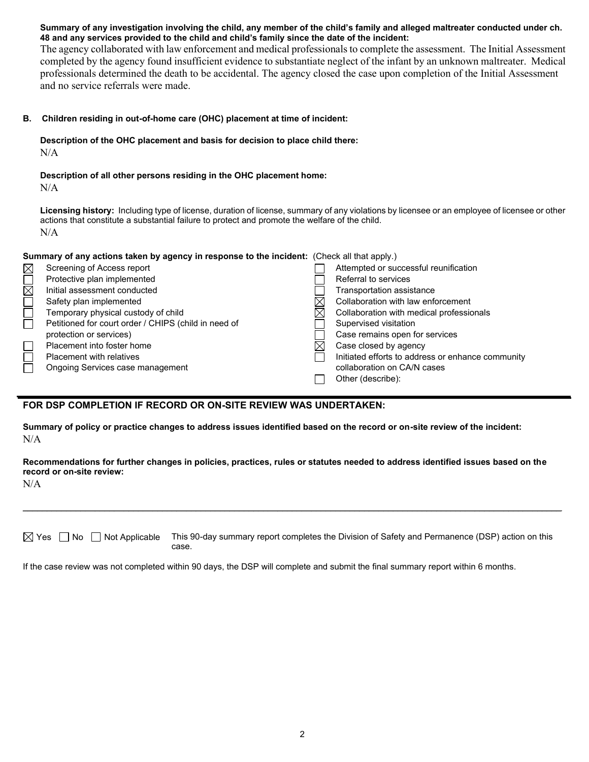**Summary of any investigation involving the child, any member of the child's family and alleged maltreater conducted under ch. 48 and any services provided to the child and child's family since the date of the incident:**

The agency collaborated with law enforcement and medical professionals to complete the assessment. The Initial Assessment completed by the agency found insufficient evidence to substantiate neglect of the infant by an unknown maltreater. Medical professionals determined the death to be accidental. The agency closed the case upon completion of the Initial Assessment and no service referrals were made.

**B. Children residing in out-of-home care (OHC) placement at time of incident:**

**Description of the OHC placement and basis for decision to place child there:**

N/A

**Description of all other persons residing in the OHC placement home:**

N/A

**Licensing history:** Including type of license, duration of license, summary of any violations by licensee or an employee of licensee or other actions that constitute a substantial failure to protect and promote the welfare of the child.

N/A

**Summary of any actions taken by agency in response to the incident:** (Check all that apply.)

- ☒ Screening of Access report
- ☐ Protective plan implemented
- ☒ Initial assessment conducted
- ☐ Safety plan implemented
- ☐ Temporary physical custody of child
- ☐ Petitioned for court order / CHIPS (child in need of protection or services)
- ☐ Placement into foster home
- ☐ Placement with relatives
- ☐ Ongoing Services case management
- ☐ Attempted or successful reunification
- ☐ Referral to services
- ☐ Transportation assistance
- ☒ Collaboration with law enforcement
- ☒ Collaboration with medical professionals
- ☐ Supervised visitation
- ☐ Case remains open for services
- ☒ Case closed by agency
- ☐ Initiated efforts to address or enhance community collaboration on CA/N cases
- ☐ Other (describe):

## FOR DSP COMPLETION IF RECORD OR ON-SITE REVIEW WAS UNDERTAKEN:

**Summary of policy or practice changes to address issues identified based on the record or on-site review of the incident:**

N/A

**Recommendations for further changes in policies, practices, rules or statutes needed to address identified issues based on the record or on-site review:**

N/A

---

☒ Yes ☐ No ☐ Not Applicable This 90-day summary report completes the Division of Safety and Permanence (DSP) action on this case.

If the case review was not completed within 90 days, the DSP will complete and submit the final summary report within 6 months.